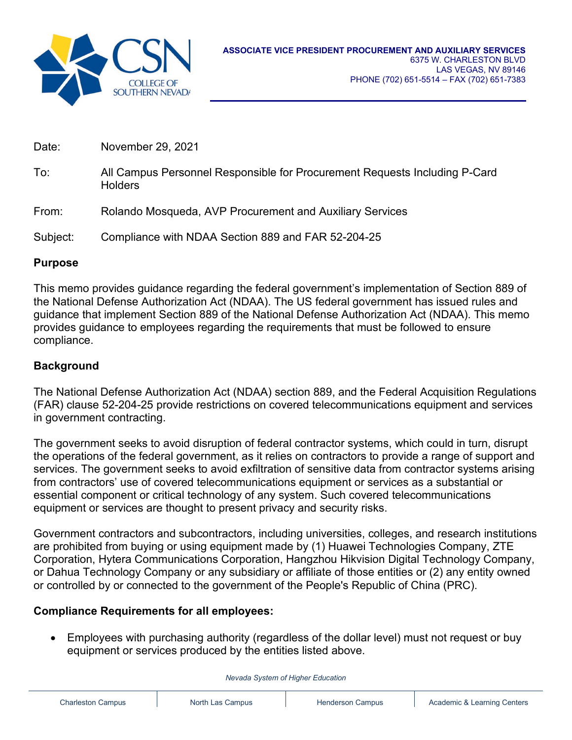**ASSOCIATE VICE PRESIDENT PROCUREMENT AND AUXILIARY SERVICES**
6375 W. CHARLESTON BLVD
LAS VEGAS, NV 89146
PHONE (702) 651-5514 – FAX (702) 651-7383

Date: November 29, 2021

To: All Campus Personnel Responsible for Procurement Requests Including P-Card Holders

From: Rolando Mosqueda, AVP Procurement and Auxiliary Services

Subject: Compliance with NDAA Section 889 and FAR 52-204-25

## Purpose

This memo provides guidance regarding the federal government's implementation of Section 889 of the National Defense Authorization Act (NDAA). The US federal government has issued rules and guidance that implement Section 889 of the National Defense Authorization Act (NDAA). This memo provides guidance to employees regarding the requirements that must be followed to ensure compliance.

## Background

The National Defense Authorization Act (NDAA) section 889, and the Federal Acquisition Regulations (FAR) clause 52-204-25 provide restrictions on covered telecommunications equipment and services in government contracting.

The government seeks to avoid disruption of federal contractor systems, which could in turn, disrupt the operations of the federal government, as it relies on contractors to provide a range of support and services. The government seeks to avoid exfiltration of sensitive data from contractor systems arising from contractors' use of covered telecommunications equipment or services as a substantial or essential component or critical technology of any system. Such covered telecommunications equipment or services are thought to present privacy and security risks.

Government contractors and subcontractors, including universities, colleges, and research institutions are prohibited from buying or using equipment made by (1) Huawei Technologies Company, ZTE Corporation, Hytera Communications Corporation, Hangzhou Hikvision Digital Technology Company, or Dahua Technology Company or any subsidiary or affiliate of those entities or (2) any entity owned or controlled by or connected to the government of the People's Republic of China (PRC).

## Compliance Requirements for all employees:

- Employees with purchasing authority (regardless of the dollar level) must not request or buy equipment or services produced by the entities listed above.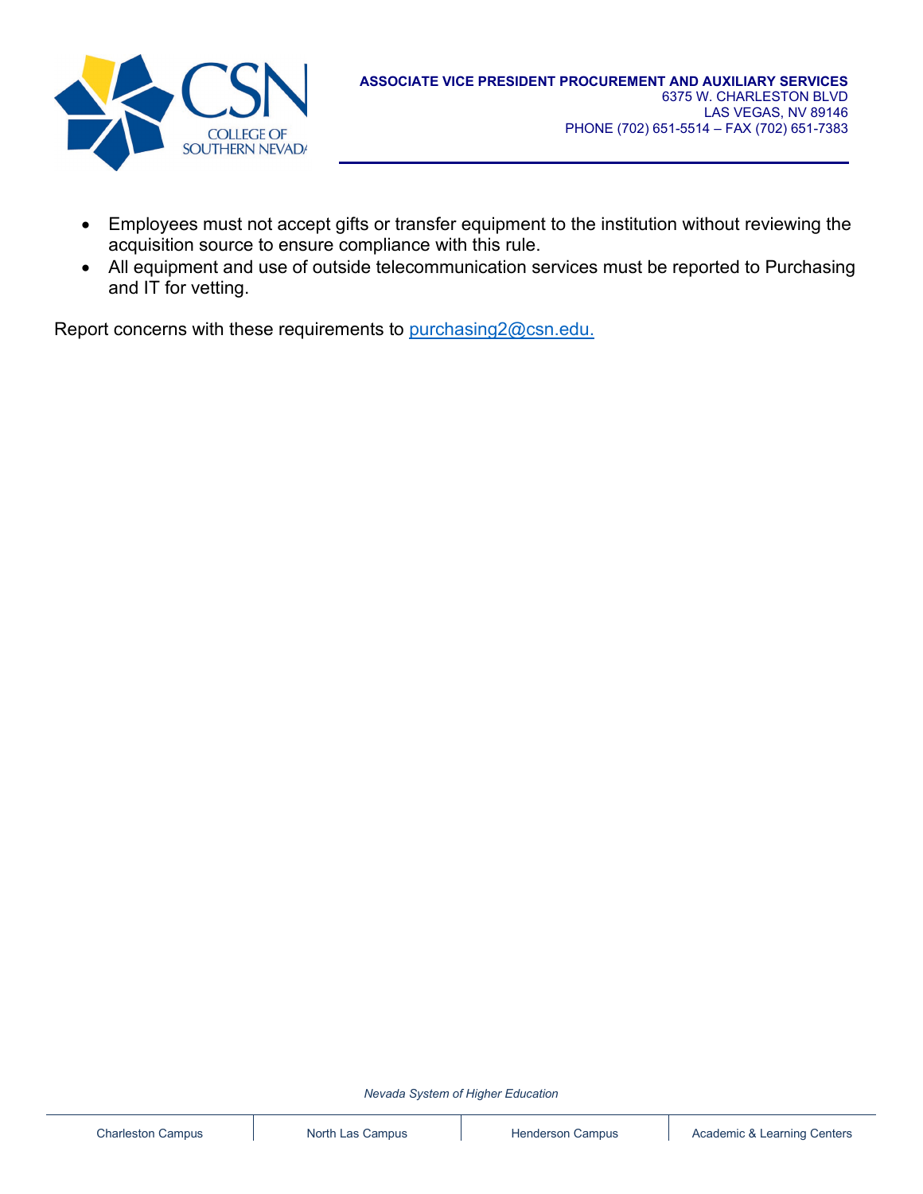- Employees must not accept gifts or transfer equipment to the institution without reviewing the acquisition source to ensure compliance with this rule.
- All equipment and use of outside telecommunication services must be reported to Purchasing and IT for vetting.

Report concerns with these requirements to purchasing2@csn.edu.